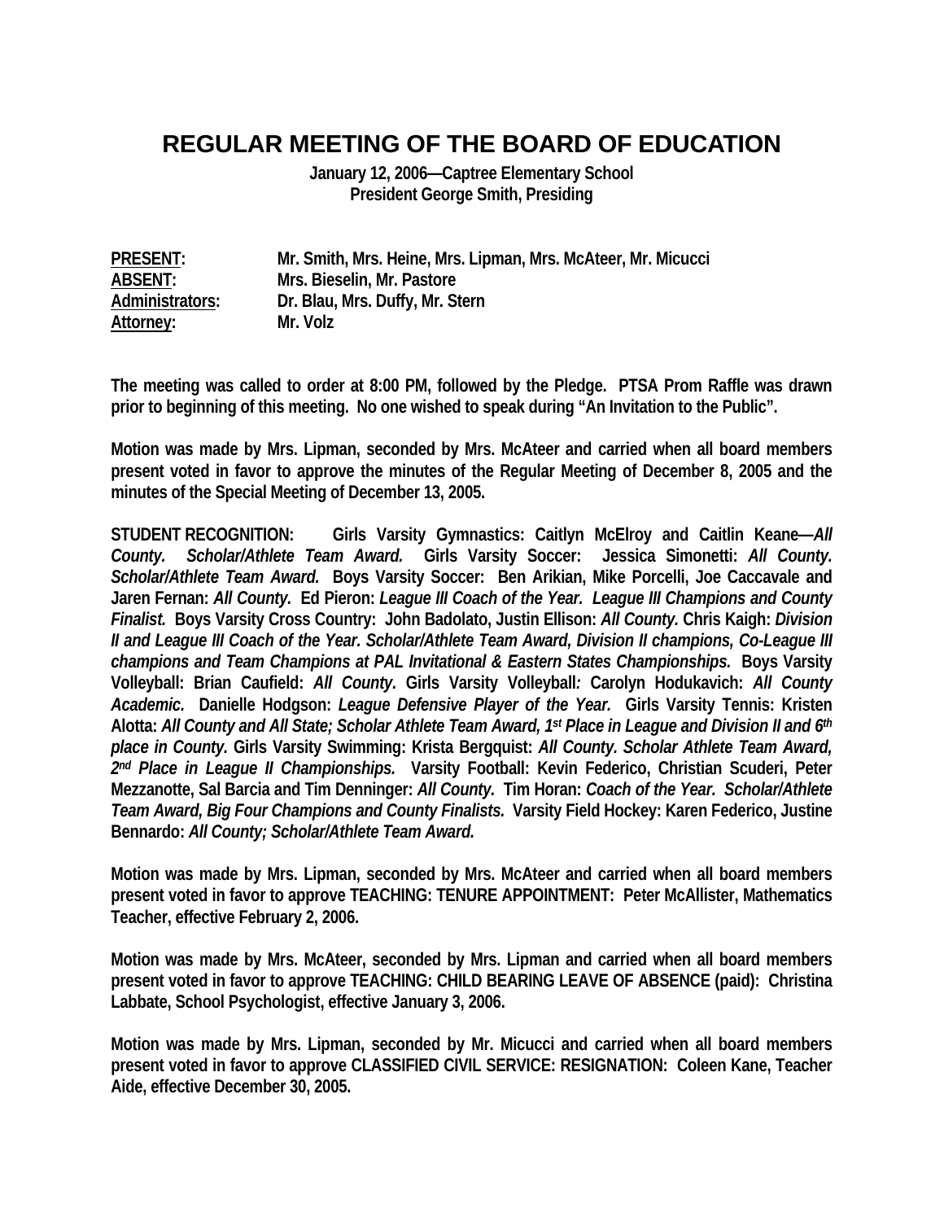# REGULAR MEETING OF THE BOARD OF EDUCATION

**January 12, 2006—Captree Elementary School**
**President George Smith, Presiding**

**PRESENT:** Mr. Smith, Mrs. Heine, Mrs. Lipman, Mrs. McAteer, Mr. Micucci
**ABSENT:** Mrs. Bieselin, Mr. Pastore
**Administrators:** Dr. Blau, Mrs. Duffy, Mr. Stern
**Attorney:** Mr. Volz

**The meeting was called to order at 8:00 PM, followed by the Pledge. PTSA Prom Raffle was drawn prior to beginning of this meeting. No one wished to speak during "An Invitation to the Public".**

**Motion was made by Mrs. Lipman, seconded by Mrs. McAteer and carried when all board members present voted in favor to approve the minutes of the Regular Meeting of December 8, 2005 and the minutes of the Special Meeting of December 13, 2005.**

**STUDENT RECOGNITION: Girls Varsity Gymnastics: Caitlyn McElroy and Caitlin Keane—*All County. Scholar/Athlete Team Award.* Girls Varsity Soccer: Jessica Simonetti: *All County. Scholar/Athlete Team Award.* Boys Varsity Soccer: Ben Arikian, Mike Porcelli, Joe Caccavale and Jaren Fernan: *All County.* Ed Pieron: *League III Coach of the Year. League III Champions and County Finalist.* Boys Varsity Cross Country: John Badolato, Justin Ellison: *All County.* Chris Kaigh: *Division II and League III Coach of the Year. Scholar/Athlete Team Award, Division II champions, Co-League III champions and Team Champions at PAL Invitational & Eastern States Championships.* Boys Varsity Volleyball: Brian Caufield: *All County.* Girls Varsity Volleyball: Carolyn Hodukavich: *All County Academic.* Danielle Hodgson: *League Defensive Player of the Year.* Girls Varsity Tennis: Kristen Alotta: *All County and All State; Scholar Athlete Team Award, 1st Place in League and Division II and 6th place in County.* Girls Varsity Swimming: Krista Bergquist: *All County. Scholar Athlete Team Award, 2nd Place in League II Championships.* Varsity Football: Kevin Federico, Christian Scuderi, Peter Mezzanotte, Sal Barcia and Tim Denninger: *All County.* Tim Horan: *Coach of the Year. Scholar/Athlete Team Award, Big Four Champions and County Finalists.* Varsity Field Hockey: Karen Federico, Justine Bennardo: *All County; Scholar/Athlete Team Award.***

**Motion was made by Mrs. Lipman, seconded by Mrs. McAteer and carried when all board members present voted in favor to approve TEACHING: TENURE APPOINTMENT: Peter McAllister, Mathematics Teacher, effective February 2, 2006.**

**Motion was made by Mrs. McAteer, seconded by Mrs. Lipman and carried when all board members present voted in favor to approve TEACHING: CHILD BEARING LEAVE OF ABSENCE (paid): Christina Labbate, School Psychologist, effective January 3, 2006.**

**Motion was made by Mrs. Lipman, seconded by Mr. Micucci and carried when all board members present voted in favor to approve CLASSIFIED CIVIL SERVICE: RESIGNATION: Coleen Kane, Teacher Aide, effective December 30, 2005.**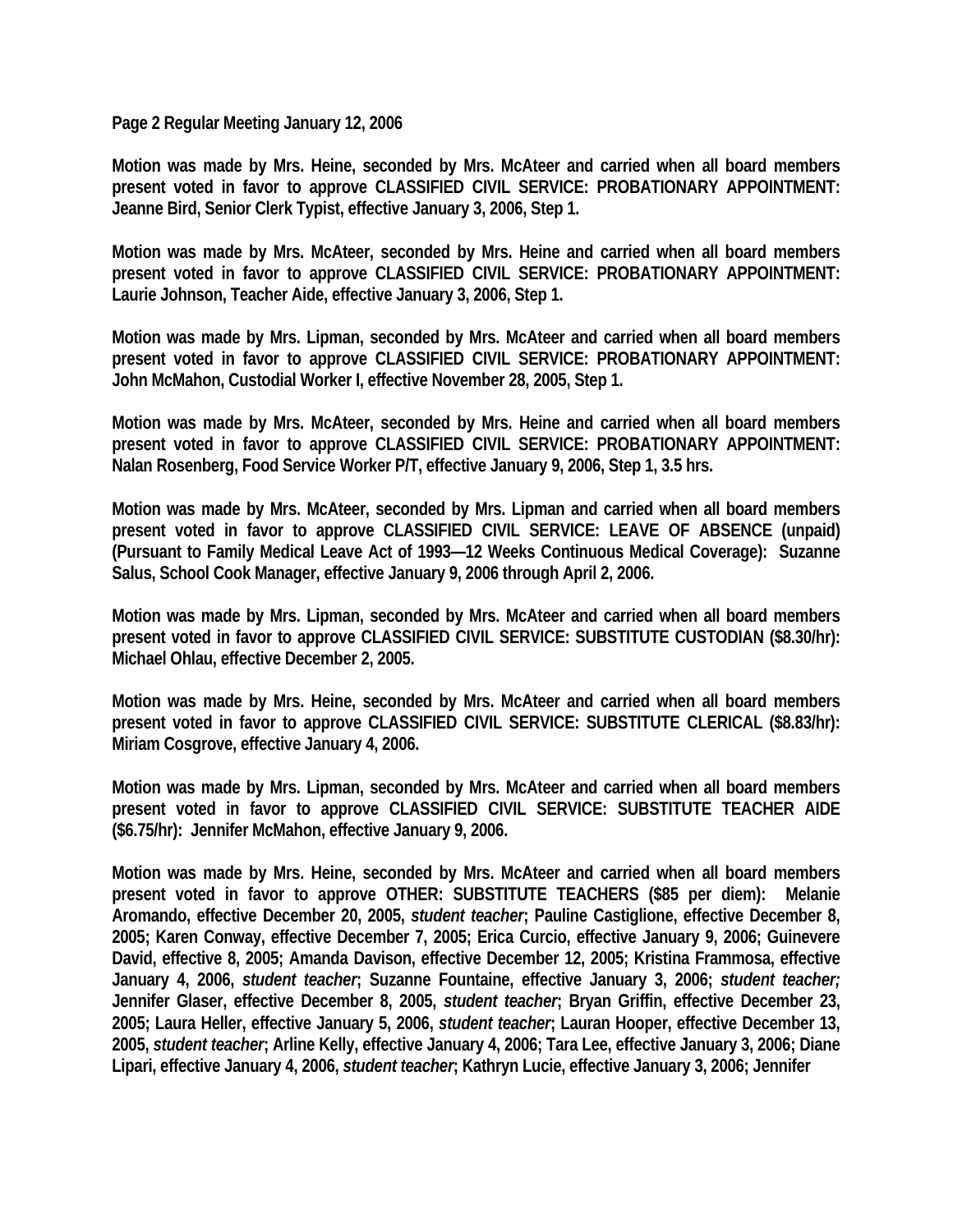**Motion was made by Mrs. Heine, seconded by Mrs. McAteer and carried when all board members present voted in favor to approve CLASSIFIED CIVIL SERVICE: PROBATIONARY APPOINTMENT: Jeanne Bird, Senior Clerk Typist, effective January 3, 2006, Step 1.**

**Motion was made by Mrs. McAteer, seconded by Mrs. Heine and carried when all board members present voted in favor to approve CLASSIFIED CIVIL SERVICE: PROBATIONARY APPOINTMENT: Laurie Johnson, Teacher Aide, effective January 3, 2006, Step 1.**

**Motion was made by Mrs. Lipman, seconded by Mrs. McAteer and carried when all board members present voted in favor to approve CLASSIFIED CIVIL SERVICE: PROBATIONARY APPOINTMENT: John McMahon, Custodial Worker I, effective November 28, 2005, Step 1.**

**Motion was made by Mrs. McAteer, seconded by Mrs. Heine and carried when all board members present voted in favor to approve CLASSIFIED CIVIL SERVICE: PROBATIONARY APPOINTMENT: Nalan Rosenberg, Food Service Worker P/T, effective January 9, 2006, Step 1, 3.5 hrs.**

**Motion was made by Mrs. McAteer, seconded by Mrs. Lipman and carried when all board members present voted in favor to approve CLASSIFIED CIVIL SERVICE: LEAVE OF ABSENCE (unpaid) (Pursuant to Family Medical Leave Act of 1993—12 Weeks Continuous Medical Coverage): Suzanne Salus, School Cook Manager, effective January 9, 2006 through April 2, 2006.**

**Motion was made by Mrs. Lipman, seconded by Mrs. McAteer and carried when all board members present voted in favor to approve CLASSIFIED CIVIL SERVICE: SUBSTITUTE CUSTODIAN ($8.30/hr): Michael Ohlau, effective December 2, 2005.**

**Motion was made by Mrs. Heine, seconded by Mrs. McAteer and carried when all board members present voted in favor to approve CLASSIFIED CIVIL SERVICE: SUBSTITUTE CLERICAL ($8.83/hr): Miriam Cosgrove, effective January 4, 2006.**

**Motion was made by Mrs. Lipman, seconded by Mrs. McAteer and carried when all board members present voted in favor to approve CLASSIFIED CIVIL SERVICE: SUBSTITUTE TEACHER AIDE ($6.75/hr): Jennifer McMahon, effective January 9, 2006.**

**Motion was made by Mrs. Heine, seconded by Mrs. McAteer and carried when all board members present voted in favor to approve OTHER: SUBSTITUTE TEACHERS ($85 per diem): Melanie Aromando, effective December 20, 2005, *student teacher*; Pauline Castiglione, effective December 8, 2005; Karen Conway, effective December 7, 2005; Erica Curcio, effective January 9, 2006; Guinevere David, effective 8, 2005; Amanda Davison, effective December 12, 2005; Kristina Frammosa, effective January 4, 2006, *student teacher*; Suzanne Fountaine, effective January 3, 2006; *student teacher;* Jennifer Glaser, effective December 8, 2005, *student teacher*; Bryan Griffin, effective December 23, 2005; Laura Heller, effective January 5, 2006, *student teacher*; Lauran Hooper, effective December 13, 2005, *student teacher*; Arline Kelly, effective January 4, 2006; Tara Lee, effective January 3, 2006; Diane Lipari, effective January 4, 2006, *student teacher*; Kathryn Lucie, effective January 3, 2006; Jennifer**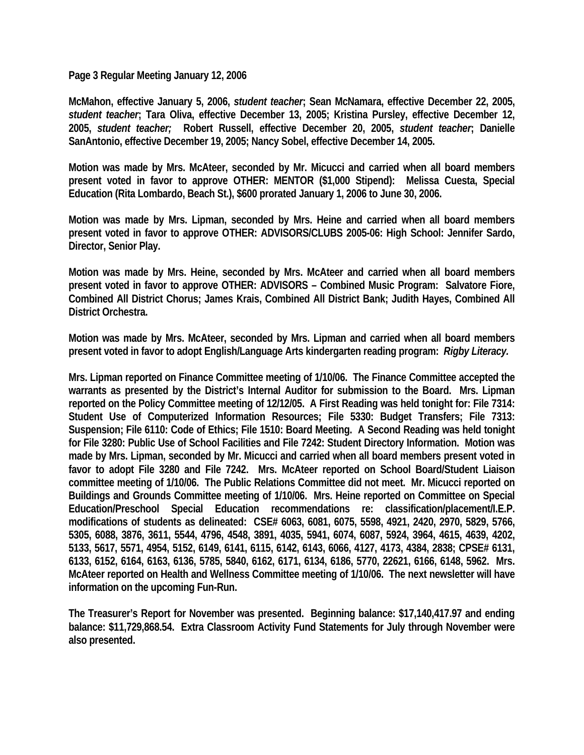**McMahon, effective January 5, 2006, *student teacher*; Sean McNamara, effective December 22, 2005, *student teacher*; Tara Oliva, effective December 13, 2005; Kristina Pursley, effective December 12, 2005, *student teacher;* Robert Russell, effective December 20, 2005, *student teacher*; Danielle SanAntonio, effective December 19, 2005; Nancy Sobel, effective December 14, 2005.**

**Motion was made by Mrs. McAteer, seconded by Mr. Micucci and carried when all board members present voted in favor to approve OTHER: MENTOR ($1,000 Stipend): Melissa Cuesta, Special Education (Rita Lombardo, Beach St.), $600 prorated January 1, 2006 to June 30, 2006.**

**Motion was made by Mrs. Lipman, seconded by Mrs. Heine and carried when all board members present voted in favor to approve OTHER: ADVISORS/CLUBS 2005-06: High School: Jennifer Sardo, Director, Senior Play.**

**Motion was made by Mrs. Heine, seconded by Mrs. McAteer and carried when all board members present voted in favor to approve OTHER: ADVISORS – Combined Music Program: Salvatore Fiore, Combined All District Chorus; James Krais, Combined All District Bank; Judith Hayes, Combined All District Orchestra.**

**Motion was made by Mrs. McAteer, seconded by Mrs. Lipman and carried when all board members present voted in favor to adopt English/Language Arts kindergarten reading program: *Rigby Literacy.***

**Mrs. Lipman reported on Finance Committee meeting of 1/10/06. The Finance Committee accepted the warrants as presented by the District's Internal Auditor for submission to the Board. Mrs. Lipman reported on the Policy Committee meeting of 12/12/05. A First Reading was held tonight for: File 7314: Student Use of Computerized Information Resources; File 5330: Budget Transfers; File 7313: Suspension; File 6110: Code of Ethics; File 1510: Board Meeting. A Second Reading was held tonight for File 3280: Public Use of School Facilities and File 7242: Student Directory Information. Motion was made by Mrs. Lipman, seconded by Mr. Micucci and carried when all board members present voted in favor to adopt File 3280 and File 7242. Mrs. McAteer reported on School Board/Student Liaison committee meeting of 1/10/06. The Public Relations Committee did not meet. Mr. Micucci reported on Buildings and Grounds Committee meeting of 1/10/06. Mrs. Heine reported on Committee on Special Education/Preschool Special Education recommendations re: classification/placement/I.E.P. modifications of students as delineated: CSE# 6063, 6081, 6075, 5598, 4921, 2420, 2970, 5829, 5766, 5305, 6088, 3876, 3611, 5544, 4796, 4548, 3891, 4035, 5941, 6074, 6087, 5924, 3964, 4615, 4639, 4202, 5133, 5617, 5571, 4954, 5152, 6149, 6141, 6115, 6142, 6143, 6066, 4127, 4173, 4384, 2838; CPSE# 6131, 6133, 6152, 6164, 6163, 6136, 5785, 5840, 6162, 6171, 6134, 6186, 5770, 22621, 6166, 6148, 5962. Mrs. McAteer reported on Health and Wellness Committee meeting of 1/10/06. The next newsletter will have information on the upcoming Fun-Run.**

**The Treasurer's Report for November was presented. Beginning balance: $17,140,417.97 and ending balance: $11,729,868.54. Extra Classroom Activity Fund Statements for July through November were also presented.**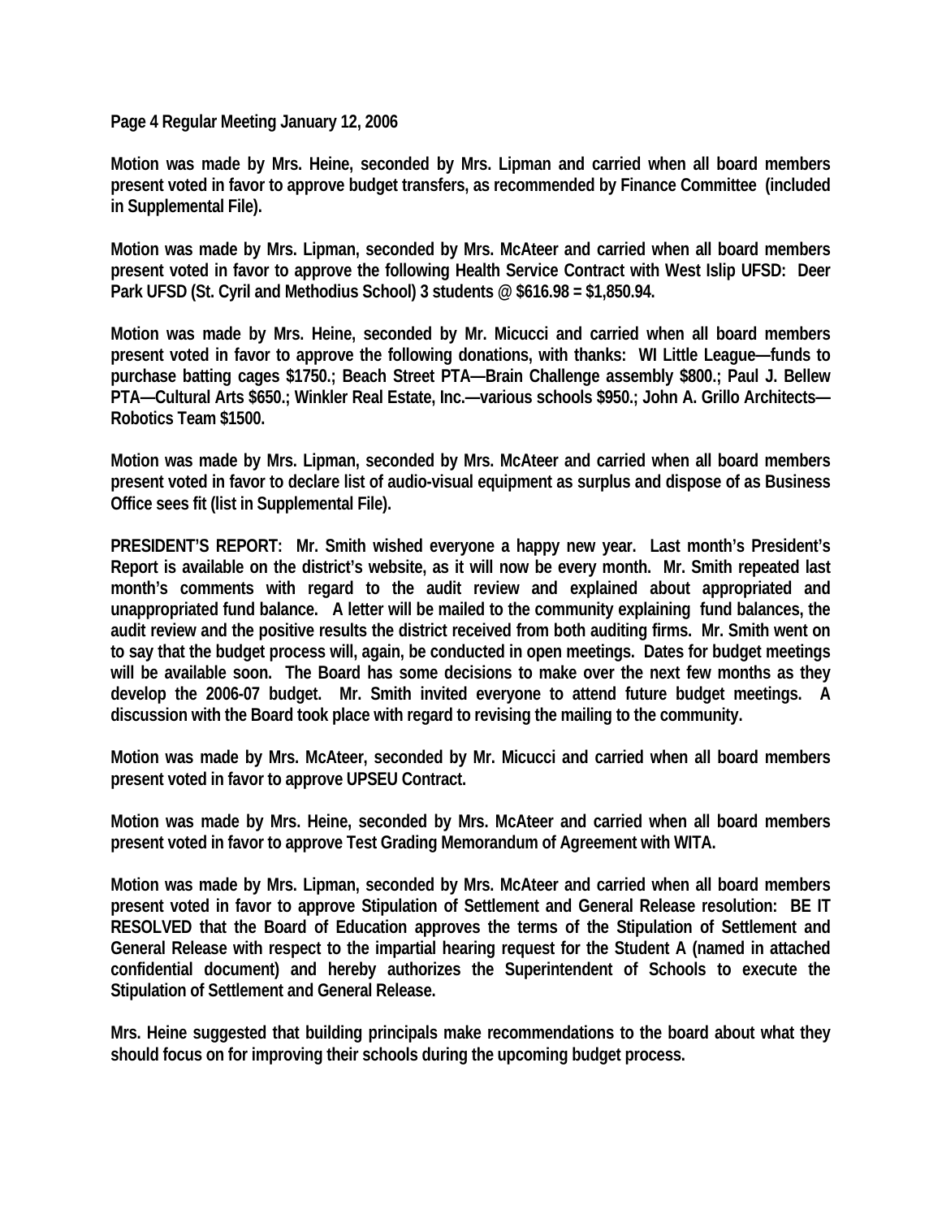Motion was made by Mrs. Heine, seconded by Mrs. Lipman and carried when all board members present voted in favor to approve budget transfers, as recommended by Finance Committee (included in Supplemental File).

Motion was made by Mrs. Lipman, seconded by Mrs. McAteer and carried when all board members present voted in favor to approve the following Health Service Contract with West Islip UFSD: Deer Park UFSD (St. Cyril and Methodius School) 3 students @ $616.98 = $1,850.94.

Motion was made by Mrs. Heine, seconded by Mr. Micucci and carried when all board members present voted in favor to approve the following donations, with thanks: WI Little League—funds to purchase batting cages $1750.; Beach Street PTA—Brain Challenge assembly $800.; Paul J. Bellew PTA—Cultural Arts $650.; Winkler Real Estate, Inc.—various schools $950.; John A. Grillo Architects—Robotics Team $1500.

Motion was made by Mrs. Lipman, seconded by Mrs. McAteer and carried when all board members present voted in favor to declare list of audio-visual equipment as surplus and dispose of as Business Office sees fit (list in Supplemental File).

PRESIDENT'S REPORT: Mr. Smith wished everyone a happy new year. Last month's President's Report is available on the district's website, as it will now be every month. Mr. Smith repeated last month's comments with regard to the audit review and explained about appropriated and unappropriated fund balance. A letter will be mailed to the community explaining fund balances, the audit review and the positive results the district received from both auditing firms. Mr. Smith went on to say that the budget process will, again, be conducted in open meetings. Dates for budget meetings will be available soon. The Board has some decisions to make over the next few months as they develop the 2006-07 budget. Mr. Smith invited everyone to attend future budget meetings. A discussion with the Board took place with regard to revising the mailing to the community.

Motion was made by Mrs. McAteer, seconded by Mr. Micucci and carried when all board members present voted in favor to approve UPSEU Contract.

Motion was made by Mrs. Heine, seconded by Mrs. McAteer and carried when all board members present voted in favor to approve Test Grading Memorandum of Agreement with WITA.

Motion was made by Mrs. Lipman, seconded by Mrs. McAteer and carried when all board members present voted in favor to approve Stipulation of Settlement and General Release resolution: BE IT RESOLVED that the Board of Education approves the terms of the Stipulation of Settlement and General Release with respect to the impartial hearing request for the Student A (named in attached confidential document) and hereby authorizes the Superintendent of Schools to execute the Stipulation of Settlement and General Release.

Mrs. Heine suggested that building principals make recommendations to the board about what they should focus on for improving their schools during the upcoming budget process.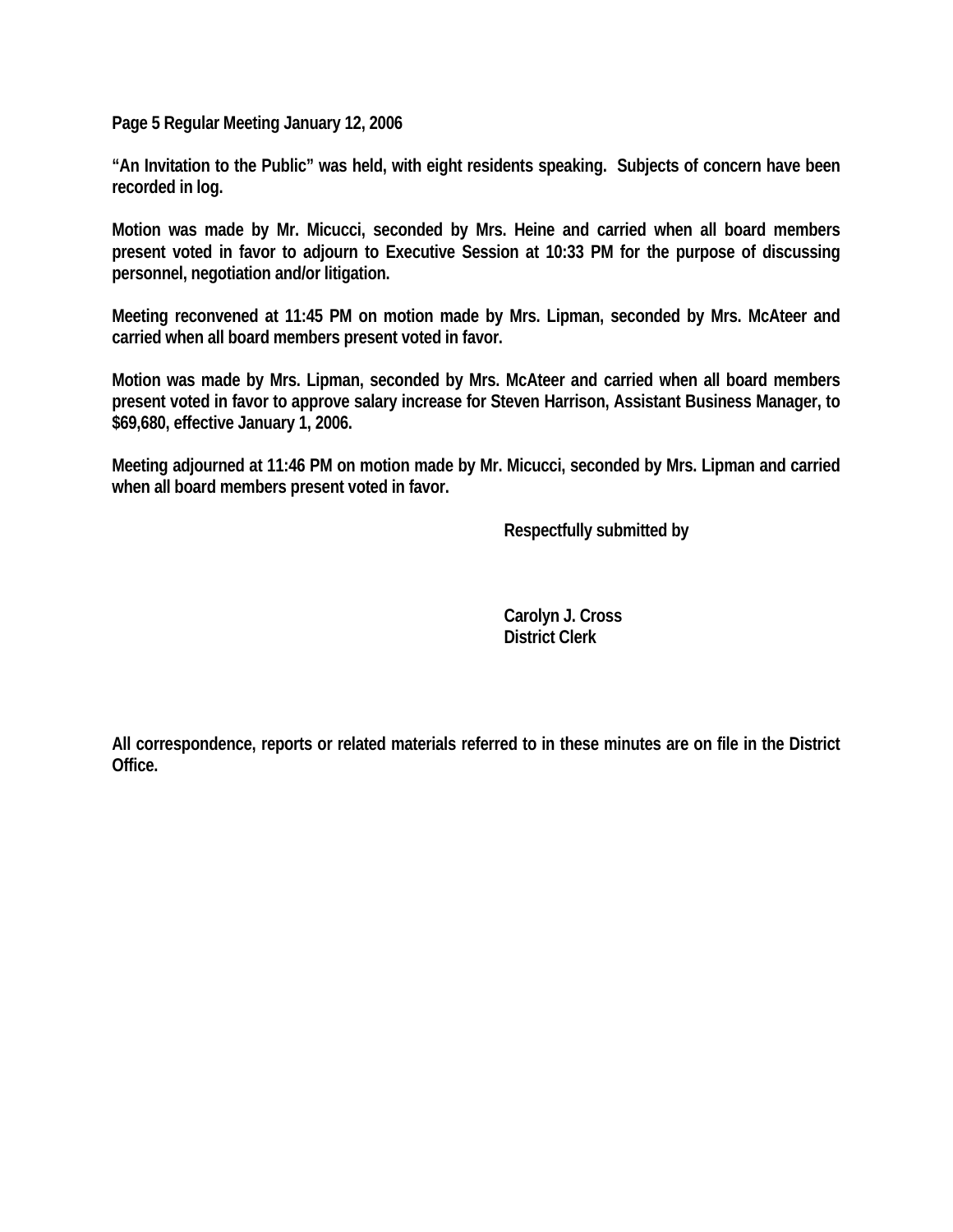**Page 5 Regular Meeting January 12, 2006**

**"An Invitation to the Public" was held, with eight residents speaking. Subjects of concern have been recorded in log.**

**Motion was made by Mr. Micucci, seconded by Mrs. Heine and carried when all board members present voted in favor to adjourn to Executive Session at 10:33 PM for the purpose of discussing personnel, negotiation and/or litigation.**

**Meeting reconvened at 11:45 PM on motion made by Mrs. Lipman, seconded by Mrs. McAteer and carried when all board members present voted in favor.**

**Motion was made by Mrs. Lipman, seconded by Mrs. McAteer and carried when all board members present voted in favor to approve salary increase for Steven Harrison, Assistant Business Manager, to $69,680, effective January 1, 2006.**

**Meeting adjourned at 11:46 PM on motion made by Mr. Micucci, seconded by Mrs. Lipman and carried when all board members present voted in favor.**

**Respectfully submitted by**

**Carolyn J. Cross**
**District Clerk**

**All correspondence, reports or related materials referred to in these minutes are on file in the District Office.**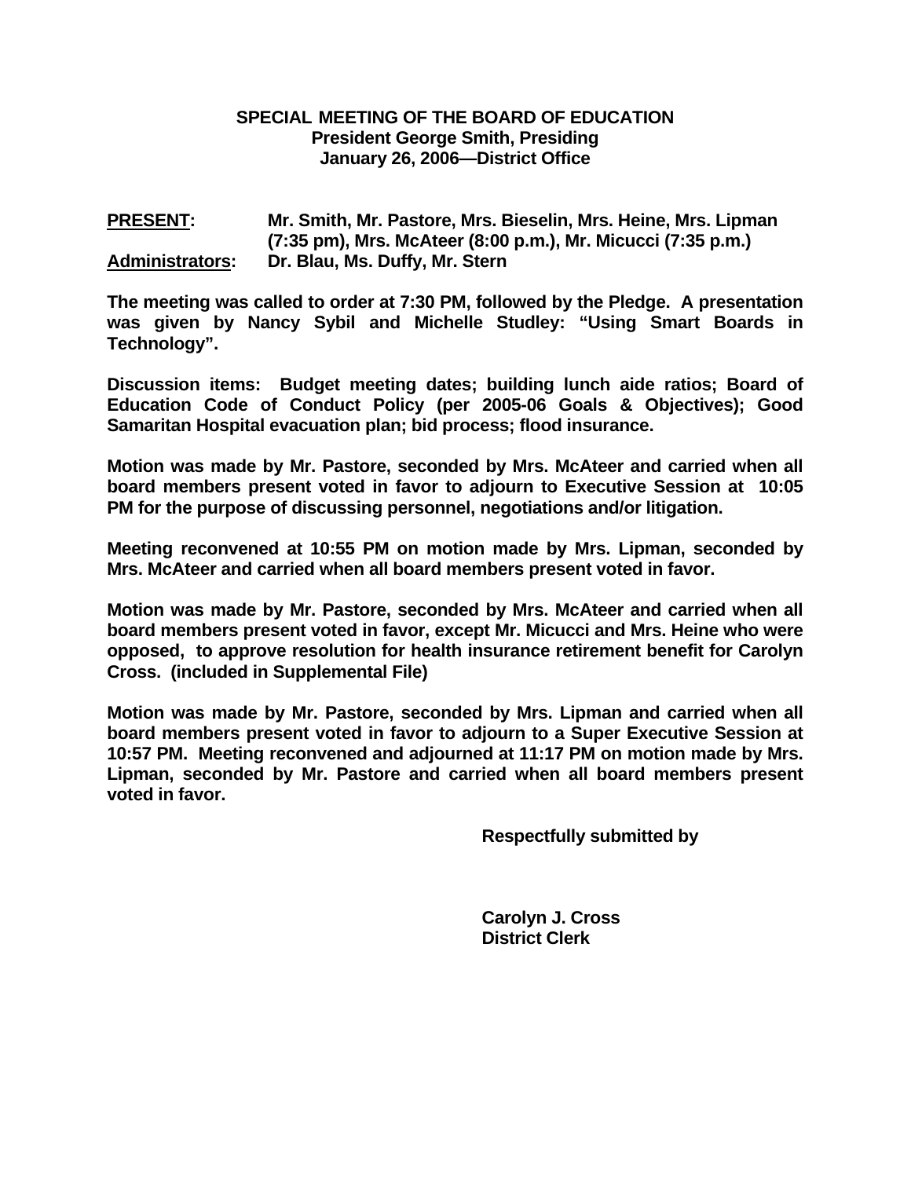**SPECIAL MEETING OF THE BOARD OF EDUCATION**
**President George Smith, Presiding**
**January 26, 2006—District Office**

**PRESENT:** **Mr. Smith, Mr. Pastore, Mrs. Bieselin, Mrs. Heine, Mrs. Lipman (7:35 pm), Mrs. McAteer (8:00 p.m.), Mr. Micucci (7:35 p.m.)**
**Administrators:** **Dr. Blau, Ms. Duffy, Mr. Stern**

**The meeting was called to order at 7:30 PM, followed by the Pledge. A presentation was given by Nancy Sybil and Michelle Studley: "Using Smart Boards in Technology".**

**Discussion items: Budget meeting dates; building lunch aide ratios; Board of Education Code of Conduct Policy (per 2005-06 Goals & Objectives); Good Samaritan Hospital evacuation plan; bid process; flood insurance.**

**Motion was made by Mr. Pastore, seconded by Mrs. McAteer and carried when all board members present voted in favor to adjourn to Executive Session at 10:05 PM for the purpose of discussing personnel, negotiations and/or litigation.**

**Meeting reconvened at 10:55 PM on motion made by Mrs. Lipman, seconded by Mrs. McAteer and carried when all board members present voted in favor.**

**Motion was made by Mr. Pastore, seconded by Mrs. McAteer and carried when all board members present voted in favor, except Mr. Micucci and Mrs. Heine who were opposed, to approve resolution for health insurance retirement benefit for Carolyn Cross. (included in Supplemental File)**

**Motion was made by Mr. Pastore, seconded by Mrs. Lipman and carried when all board members present voted in favor to adjourn to a Super Executive Session at 10:57 PM. Meeting reconvened and adjourned at 11:17 PM on motion made by Mrs. Lipman, seconded by Mr. Pastore and carried when all board members present voted in favor.**

**Respectfully submitted by**

**Carolyn J. Cross**
**District Clerk**